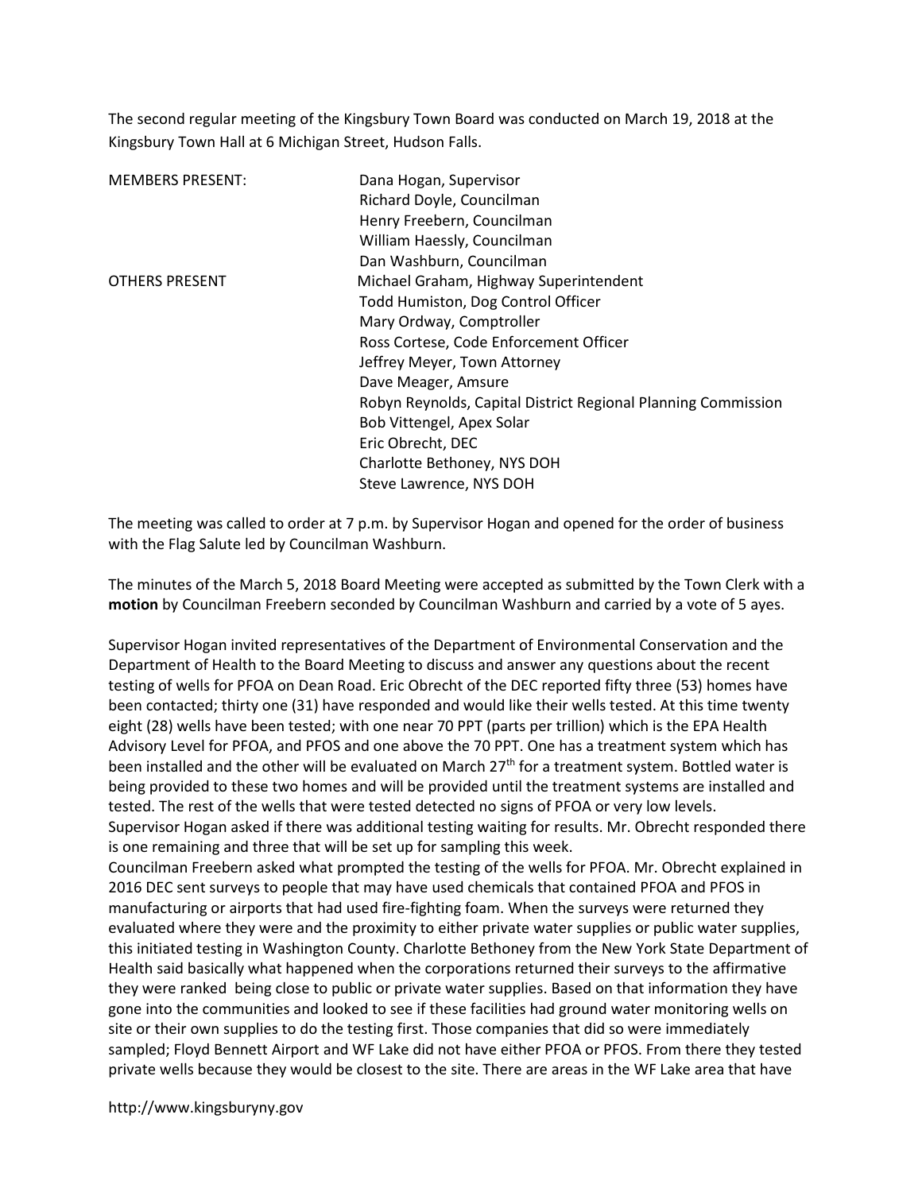The second regular meeting of the Kingsbury Town Board was conducted on March 19, 2018 at the Kingsbury Town Hall at 6 Michigan Street, Hudson Falls.

| | |
|---|---|
| MEMBERS PRESENT: | Dana Hogan, Supervisor |
| | Richard Doyle, Councilman |
| | Henry Freebern, Councilman |
| | William Haessly, Councilman |
| | Dan Washburn, Councilman |
| OTHERS PRESENT | Michael Graham, Highway Superintendent |
| | Todd Humiston, Dog Control Officer |
| | Mary Ordway, Comptroller |
| | Ross Cortese, Code Enforcement Officer |
| | Jeffrey Meyer, Town Attorney |
| | Dave Meager, Amsure |
| | Robyn Reynolds, Capital District Regional Planning Commission |
| | Bob Vittengel, Apex Solar |
| | Eric Obrecht, DEC |
| | Charlotte Bethoney, NYS DOH |
| | Steve Lawrence, NYS DOH |

The meeting was called to order at 7 p.m. by Supervisor Hogan and opened for the order of business with the Flag Salute led by Councilman Washburn.

The minutes of the March 5, 2018 Board Meeting were accepted as submitted by the Town Clerk with a **motion** by Councilman Freebern seconded by Councilman Washburn and carried by a vote of 5 ayes.

Supervisor Hogan invited representatives of the Department of Environmental Conservation and the Department of Health to the Board Meeting to discuss and answer any questions about the recent testing of wells for PFOA on Dean Road. Eric Obrecht of the DEC reported fifty three (53) homes have been contacted; thirty one (31) have responded and would like their wells tested. At this time twenty eight (28) wells have been tested; with one near 70 PPT (parts per trillion) which is the EPA Health Advisory Level for PFOA, and PFOS and one above the 70 PPT. One has a treatment system which has been installed and the other will be evaluated on March 27th for a treatment system. Bottled water is being provided to these two homes and will be provided until the treatment systems are installed and tested. The rest of the wells that were tested detected no signs of PFOA or very low levels.
Supervisor Hogan asked if there was additional testing waiting for results. Mr. Obrecht responded there is one remaining and three that will be set up for sampling this week.
Councilman Freebern asked what prompted the testing of the wells for PFOA. Mr. Obrecht explained in 2016 DEC sent surveys to people that may have used chemicals that contained PFOA and PFOS in manufacturing or airports that had used fire-fighting foam. When the surveys were returned they evaluated where they were and the proximity to either private water supplies or public water supplies, this initiated testing in Washington County. Charlotte Bethoney from the New York State Department of Health said basically what happened when the corporations returned their surveys to the affirmative they were ranked being close to public or private water supplies. Based on that information they have gone into the communities and looked to see if these facilities had ground water monitoring wells on site or their own supplies to do the testing first. Those companies that did so were immediately sampled; Floyd Bennett Airport and WF Lake did not have either PFOA or PFOS. From there they tested private wells because they would be closest to the site. There are areas in the WF Lake area that have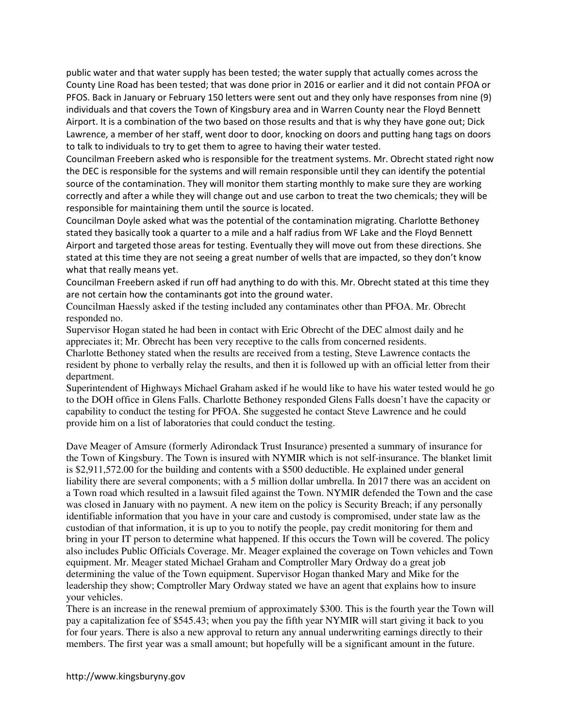public water and that water supply has been tested; the water supply that actually comes across the County Line Road has been tested; that was done prior in 2016 or earlier and it did not contain PFOA or PFOS. Back in January or February 150 letters were sent out and they only have responses from nine (9) individuals and that covers the Town of Kingsbury area and in Warren County near the Floyd Bennett Airport. It is a combination of the two based on those results and that is why they have gone out; Dick Lawrence, a member of her staff, went door to door, knocking on doors and putting hang tags on doors to talk to individuals to try to get them to agree to having their water tested.

Councilman Freebern asked who is responsible for the treatment systems. Mr. Obrecht stated right now the DEC is responsible for the systems and will remain responsible until they can identify the potential source of the contamination. They will monitor them starting monthly to make sure they are working correctly and after a while they will change out and use carbon to treat the two chemicals; they will be responsible for maintaining them until the source is located.

Councilman Doyle asked what was the potential of the contamination migrating. Charlotte Bethoney stated they basically took a quarter to a mile and a half radius from WF Lake and the Floyd Bennett Airport and targeted those areas for testing. Eventually they will move out from these directions. She stated at this time they are not seeing a great number of wells that are impacted, so they don't know what that really means yet.

Councilman Freebern asked if run off had anything to do with this. Mr. Obrecht stated at this time they are not certain how the contaminants got into the ground water.

Councilman Haessly asked if the testing included any contaminates other than PFOA. Mr. Obrecht responded no.

Supervisor Hogan stated he had been in contact with Eric Obrecht of the DEC almost daily and he appreciates it; Mr. Obrecht has been very receptive to the calls from concerned residents.

Charlotte Bethoney stated when the results are received from a testing, Steve Lawrence contacts the resident by phone to verbally relay the results, and then it is followed up with an official letter from their department.

Superintendent of Highways Michael Graham asked if he would like to have his water tested would he go to the DOH office in Glens Falls. Charlotte Bethoney responded Glens Falls doesn't have the capacity or capability to conduct the testing for PFOA. She suggested he contact Steve Lawrence and he could provide him on a list of laboratories that could conduct the testing.

Dave Meager of Amsure (formerly Adirondack Trust Insurance) presented a summary of insurance for the Town of Kingsbury. The Town is insured with NYMIR which is not self-insurance. The blanket limit is $2,911,572.00 for the building and contents with a $500 deductible. He explained under general liability there are several components; with a 5 million dollar umbrella. In 2017 there was an accident on a Town road which resulted in a lawsuit filed against the Town. NYMIR defended the Town and the case was closed in January with no payment. A new item on the policy is Security Breach; if any personally identifiable information that you have in your care and custody is compromised, under state law as the custodian of that information, it is up to you to notify the people, pay credit monitoring for them and bring in your IT person to determine what happened. If this occurs the Town will be covered. The policy also includes Public Officials Coverage. Mr. Meager explained the coverage on Town vehicles and Town equipment. Mr. Meager stated Michael Graham and Comptroller Mary Ordway do a great job determining the value of the Town equipment. Supervisor Hogan thanked Mary and Mike for the leadership they show; Comptroller Mary Ordway stated we have an agent that explains how to insure your vehicles.

There is an increase in the renewal premium of approximately $300. This is the fourth year the Town will pay a capitalization fee of $545.43; when you pay the fifth year NYMIR will start giving it back to you for four years. There is also a new approval to return any annual underwriting earnings directly to their members. The first year was a small amount; but hopefully will be a significant amount in the future.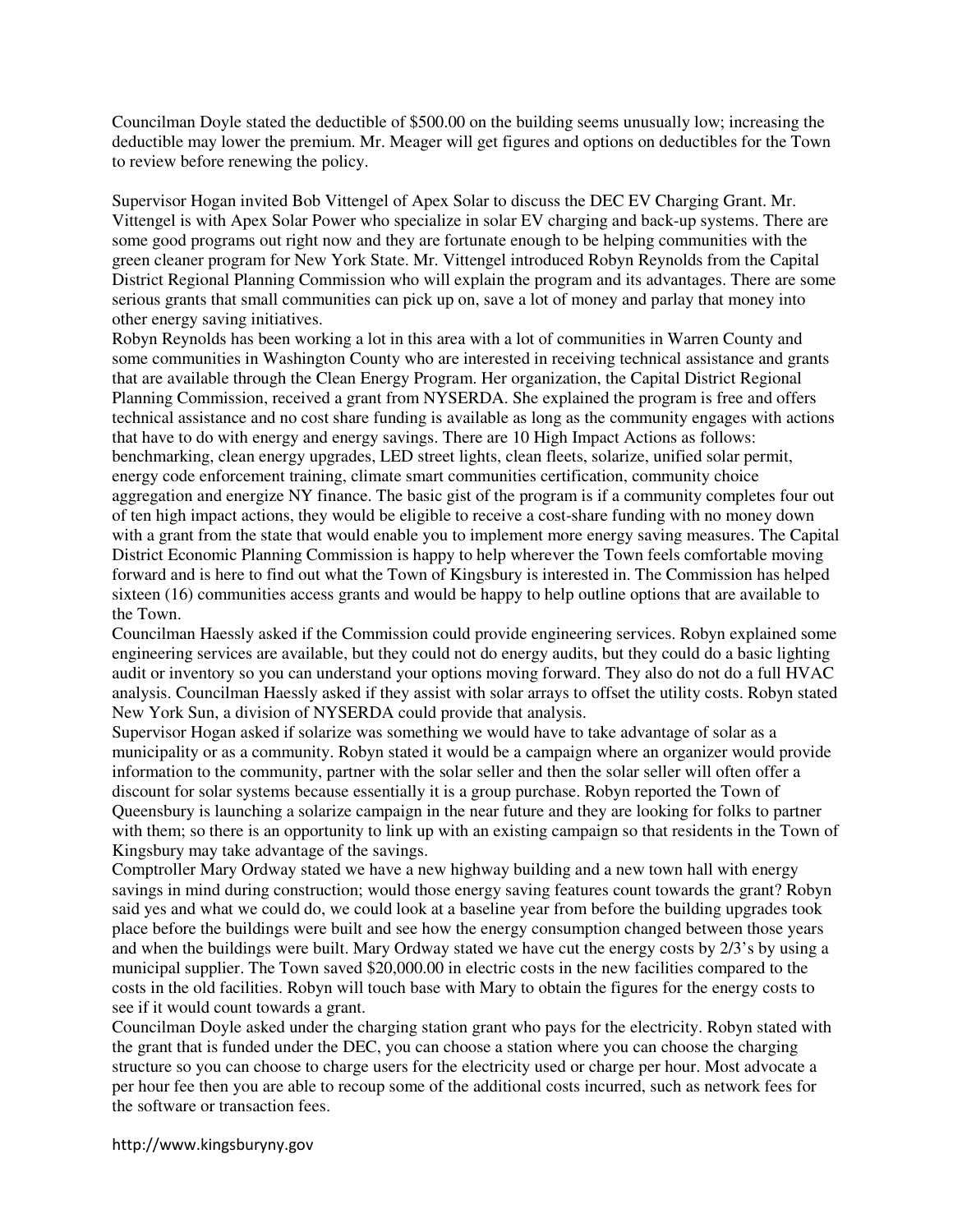Councilman Doyle stated the deductible of $500.00 on the building seems unusually low; increasing the deductible may lower the premium. Mr. Meager will get figures and options on deductibles for the Town to review before renewing the policy.

Supervisor Hogan invited Bob Vittengel of Apex Solar to discuss the DEC EV Charging Grant. Mr. Vittengel is with Apex Solar Power who specialize in solar EV charging and back-up systems. There are some good programs out right now and they are fortunate enough to be helping communities with the green cleaner program for New York State. Mr. Vittengel introduced Robyn Reynolds from the Capital District Regional Planning Commission who will explain the program and its advantages. There are some serious grants that small communities can pick up on, save a lot of money and parlay that money into other energy saving initiatives.

Robyn Reynolds has been working a lot in this area with a lot of communities in Warren County and some communities in Washington County who are interested in receiving technical assistance and grants that are available through the Clean Energy Program. Her organization, the Capital District Regional Planning Commission, received a grant from NYSERDA. She explained the program is free and offers technical assistance and no cost share funding is available as long as the community engages with actions that have to do with energy and energy savings. There are 10 High Impact Actions as follows: benchmarking, clean energy upgrades, LED street lights, clean fleets, solarize, unified solar permit, energy code enforcement training, climate smart communities certification, community choice aggregation and energize NY finance. The basic gist of the program is if a community completes four out of ten high impact actions, they would be eligible to receive a cost-share funding with no money down with a grant from the state that would enable you to implement more energy saving measures. The Capital District Economic Planning Commission is happy to help wherever the Town feels comfortable moving forward and is here to find out what the Town of Kingsbury is interested in. The Commission has helped sixteen (16) communities access grants and would be happy to help outline options that are available to the Town.

Councilman Haessly asked if the Commission could provide engineering services. Robyn explained some engineering services are available, but they could not do energy audits, but they could do a basic lighting audit or inventory so you can understand your options moving forward. They also do not do a full HVAC analysis. Councilman Haessly asked if they assist with solar arrays to offset the utility costs. Robyn stated New York Sun, a division of NYSERDA could provide that analysis.

Supervisor Hogan asked if solarize was something we would have to take advantage of solar as a municipality or as a community. Robyn stated it would be a campaign where an organizer would provide information to the community, partner with the solar seller and then the solar seller will often offer a discount for solar systems because essentially it is a group purchase. Robyn reported the Town of Queensbury is launching a solarize campaign in the near future and they are looking for folks to partner with them; so there is an opportunity to link up with an existing campaign so that residents in the Town of Kingsbury may take advantage of the savings.

Comptroller Mary Ordway stated we have a new highway building and a new town hall with energy savings in mind during construction; would those energy saving features count towards the grant? Robyn said yes and what we could do, we could look at a baseline year from before the building upgrades took place before the buildings were built and see how the energy consumption changed between those years and when the buildings were built. Mary Ordway stated we have cut the energy costs by 2/3's by using a municipal supplier. The Town saved $20,000.00 in electric costs in the new facilities compared to the costs in the old facilities. Robyn will touch base with Mary to obtain the figures for the energy costs to see if it would count towards a grant.

Councilman Doyle asked under the charging station grant who pays for the electricity. Robyn stated with the grant that is funded under the DEC, you can choose a station where you can choose the charging structure so you can choose to charge users for the electricity used or charge per hour. Most advocate a per hour fee then you are able to recoup some of the additional costs incurred, such as network fees for the software or transaction fees.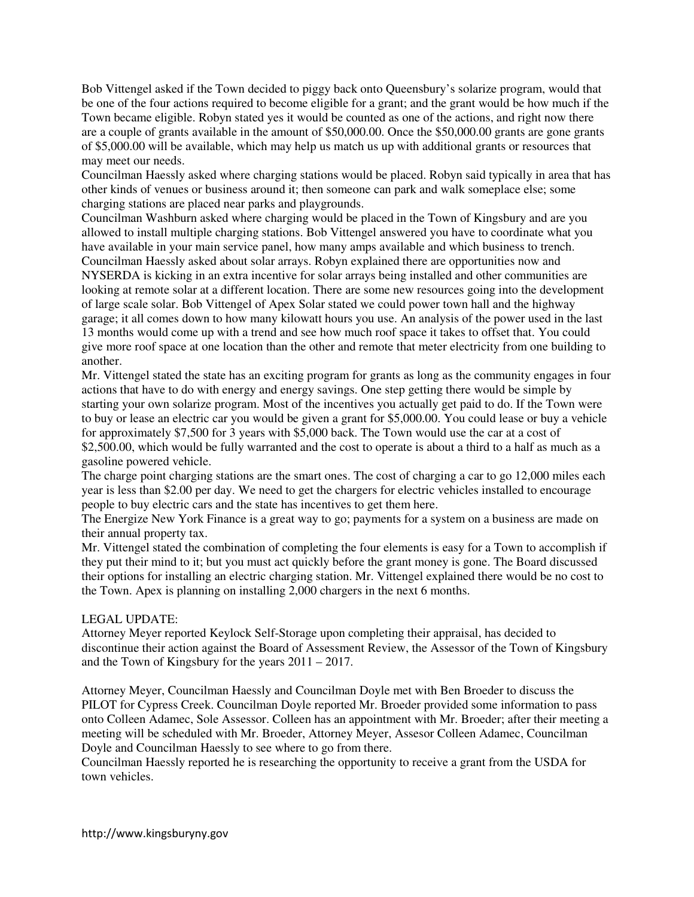Bob Vittengel asked if the Town decided to piggy back onto Queensbury's solarize program, would that be one of the four actions required to become eligible for a grant; and the grant would be how much if the Town became eligible. Robyn stated yes it would be counted as one of the actions, and right now there are a couple of grants available in the amount of $50,000.00. Once the $50,000.00 grants are gone grants of $5,000.00 will be available, which may help us match us up with additional grants or resources that may meet our needs.

Councilman Haessly asked where charging stations would be placed. Robyn said typically in area that has other kinds of venues or business around it; then someone can park and walk someplace else; some charging stations are placed near parks and playgrounds.

Councilman Washburn asked where charging would be placed in the Town of Kingsbury and are you allowed to install multiple charging stations. Bob Vittengel answered you have to coordinate what you have available in your main service panel, how many amps available and which business to trench.

Councilman Haessly asked about solar arrays. Robyn explained there are opportunities now and NYSERDA is kicking in an extra incentive for solar arrays being installed and other communities are looking at remote solar at a different location. There are some new resources going into the development of large scale solar. Bob Vittengel of Apex Solar stated we could power town hall and the highway garage; it all comes down to how many kilowatt hours you use. An analysis of the power used in the last 13 months would come up with a trend and see how much roof space it takes to offset that. You could give more roof space at one location than the other and remote that meter electricity from one building to another.

Mr. Vittengel stated the state has an exciting program for grants as long as the community engages in four actions that have to do with energy and energy savings. One step getting there would be simple by starting your own solarize program. Most of the incentives you actually get paid to do. If the Town were to buy or lease an electric car you would be given a grant for $5,000.00. You could lease or buy a vehicle for approximately $7,500 for 3 years with $5,000 back. The Town would use the car at a cost of $2,500.00, which would be fully warranted and the cost to operate is about a third to a half as much as a gasoline powered vehicle.

The charge point charging stations are the smart ones. The cost of charging a car to go 12,000 miles each year is less than $2.00 per day. We need to get the chargers for electric vehicles installed to encourage people to buy electric cars and the state has incentives to get them here.

The Energize New York Finance is a great way to go; payments for a system on a business are made on their annual property tax.

Mr. Vittengel stated the combination of completing the four elements is easy for a Town to accomplish if they put their mind to it; but you must act quickly before the grant money is gone. The Board discussed their options for installing an electric charging station. Mr. Vittengel explained there would be no cost to the Town. Apex is planning on installing 2,000 chargers in the next 6 months.

LEGAL UPDATE:

Attorney Meyer reported Keylock Self-Storage upon completing their appraisal, has decided to discontinue their action against the Board of Assessment Review, the Assessor of the Town of Kingsbury and the Town of Kingsbury for the years 2011 – 2017.

Attorney Meyer, Councilman Haessly and Councilman Doyle met with Ben Broeder to discuss the PILOT for Cypress Creek. Councilman Doyle reported Mr. Broeder provided some information to pass onto Colleen Adamec, Sole Assessor. Colleen has an appointment with Mr. Broeder; after their meeting a meeting will be scheduled with Mr. Broeder, Attorney Meyer, Assesor Colleen Adamec, Councilman Doyle and Councilman Haessly to see where to go from there.

Councilman Haessly reported he is researching the opportunity to receive a grant from the USDA for town vehicles.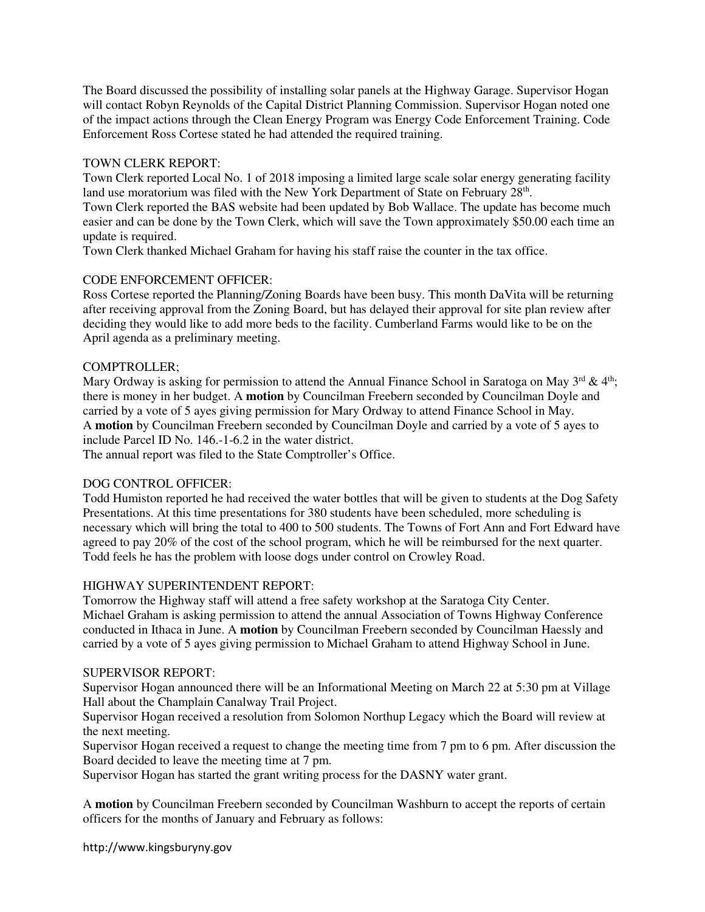The Board discussed the possibility of installing solar panels at the Highway Garage. Supervisor Hogan will contact Robyn Reynolds of the Capital District Planning Commission. Supervisor Hogan noted one of the impact actions through the Clean Energy Program was Energy Code Enforcement Training. Code Enforcement Ross Cortese stated he had attended the required training.

TOWN CLERK REPORT:

Town Clerk reported Local No. 1 of 2018 imposing a limited large scale solar energy generating facility land use moratorium was filed with the New York Department of State on February 28th.

Town Clerk reported the BAS website had been updated by Bob Wallace. The update has become much easier and can be done by the Town Clerk, which will save the Town approximately $50.00 each time an update is required.

Town Clerk thanked Michael Graham for having his staff raise the counter in the tax office.

CODE ENFORCEMENT OFFICER:

Ross Cortese reported the Planning/Zoning Boards have been busy. This month DaVita will be returning after receiving approval from the Zoning Board, but has delayed their approval for site plan review after deciding they would like to add more beds to the facility. Cumberland Farms would like to be on the April agenda as a preliminary meeting.

COMPTROLLER;

Mary Ordway is asking for permission to attend the Annual Finance School in Saratoga on May 3rd & 4th; there is money in her budget. A **motion** by Councilman Freebern seconded by Councilman Doyle and carried by a vote of 5 ayes giving permission for Mary Ordway to attend Finance School in May.

A **motion** by Councilman Freebern seconded by Councilman Doyle and carried by a vote of 5 ayes to include Parcel ID No. 146.-1-6.2 in the water district.

The annual report was filed to the State Comptroller's Office.

DOG CONTROL OFFICER:

Todd Humiston reported he had received the water bottles that will be given to students at the Dog Safety Presentations. At this time presentations for 380 students have been scheduled, more scheduling is necessary which will bring the total to 400 to 500 students. The Towns of Fort Ann and Fort Edward have agreed to pay 20% of the cost of the school program, which he will be reimbursed for the next quarter. Todd feels he has the problem with loose dogs under control on Crowley Road.

HIGHWAY SUPERINTENDENT REPORT:

Tomorrow the Highway staff will attend a free safety workshop at the Saratoga City Center.

Michael Graham is asking permission to attend the annual Association of Towns Highway Conference conducted in Ithaca in June. A **motion** by Councilman Freebern seconded by Councilman Haessly and carried by a vote of 5 ayes giving permission to Michael Graham to attend Highway School in June.

SUPERVISOR REPORT:

Supervisor Hogan announced there will be an Informational Meeting on March 22 at 5:30 pm at Village Hall about the Champlain Canalway Trail Project.

Supervisor Hogan received a resolution from Solomon Northup Legacy which the Board will review at the next meeting.

Supervisor Hogan received a request to change the meeting time from 7 pm to 6 pm. After discussion the Board decided to leave the meeting time at 7 pm.

Supervisor Hogan has started the grant writing process for the DASNY water grant.

A **motion** by Councilman Freebern seconded by Councilman Washburn to accept the reports of certain officers for the months of January and February as follows: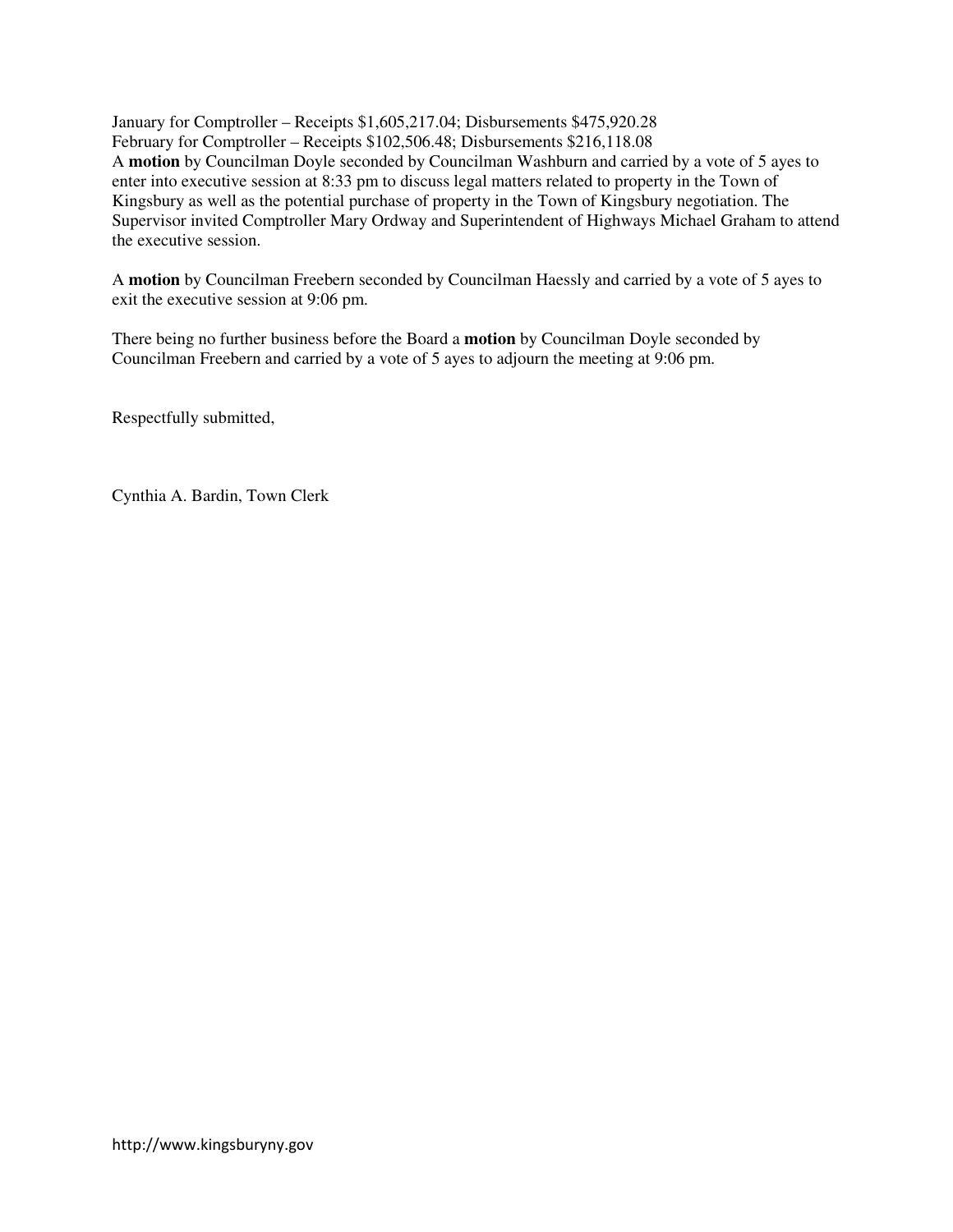January for Comptroller – Receipts $1,605,217.04; Disbursements $475,920.28
February for Comptroller – Receipts $102,506.48; Disbursements $216,118.08
A **motion** by Councilman Doyle seconded by Councilman Washburn and carried by a vote of 5 ayes to enter into executive session at 8:33 pm to discuss legal matters related to property in the Town of Kingsbury as well as the potential purchase of property in the Town of Kingsbury negotiation. The Supervisor invited Comptroller Mary Ordway and Superintendent of Highways Michael Graham to attend the executive session.

A **motion** by Councilman Freebern seconded by Councilman Haessly and carried by a vote of 5 ayes to exit the executive session at 9:06 pm.

There being no further business before the Board a **motion** by Councilman Doyle seconded by Councilman Freebern and carried by a vote of 5 ayes to adjourn the meeting at 9:06 pm.

Respectfully submitted,

Cynthia A. Bardin, Town Clerk